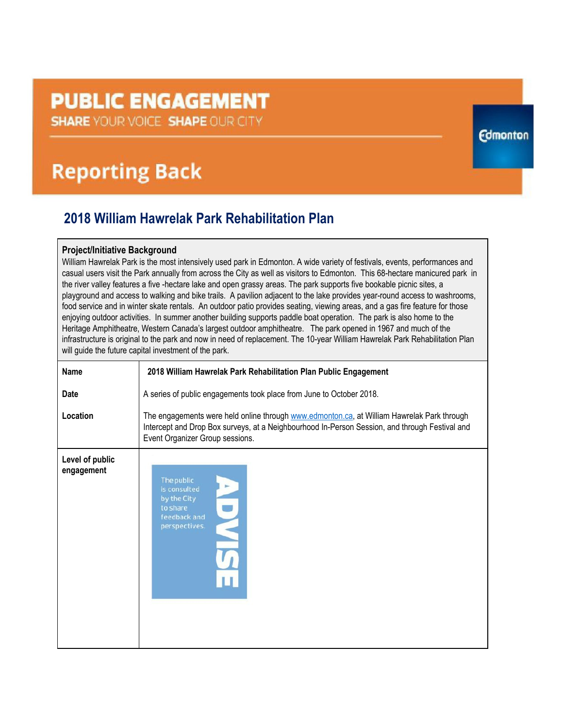# PUBLIC ENGAGEMENT

SHARE YOUR VOICE SHAPE OUR CITY

Edmonton

## Reporting Back

## 2018 William Hawrelak Park Rehabilitation Plan

**Project/Initiative Background**

William Hawrelak Park is the most intensively used park in Edmonton. A wide variety of festivals, events, performances and casual users visit the Park annually from across the City as well as visitors to Edmonton. This 68-hectare manicured park in the river valley features a five -hectare lake and open grassy areas. The park supports five bookable picnic sites, a playground and access to walking and bike trails. A pavilion adjacent to the lake provides year-round access to washrooms, food service and in winter skate rentals. An outdoor patio provides seating, viewing areas, and a gas fire feature for those enjoying outdoor activities. In summer another building supports paddle boat operation. The park is also home to the Heritage Amphitheatre, Western Canada's largest outdoor amphitheatre. The park opened in 1967 and much of the infrastructure is original to the park and now in need of replacement. The 10-year William Hawrelak Park Rehabilitation Plan will guide the future capital investment of the park.

| | |
|---|---|
| **Name** | **2018 William Hawrelak Park Rehabilitation Plan Public Engagement** |
| **Date** | A series of public engagements took place from June to October 2018. |
| **Location** | The engagements were held online through www.edmonton.ca, at William Hawrelak Park through Intercept and Drop Box surveys, at a Neighbourhood In-Person Session, and through Festival and Event Organizer Group sessions. |
| **Level of public engagement** | ADVISE: The public is consulted by the City to share feedback and perspectives. |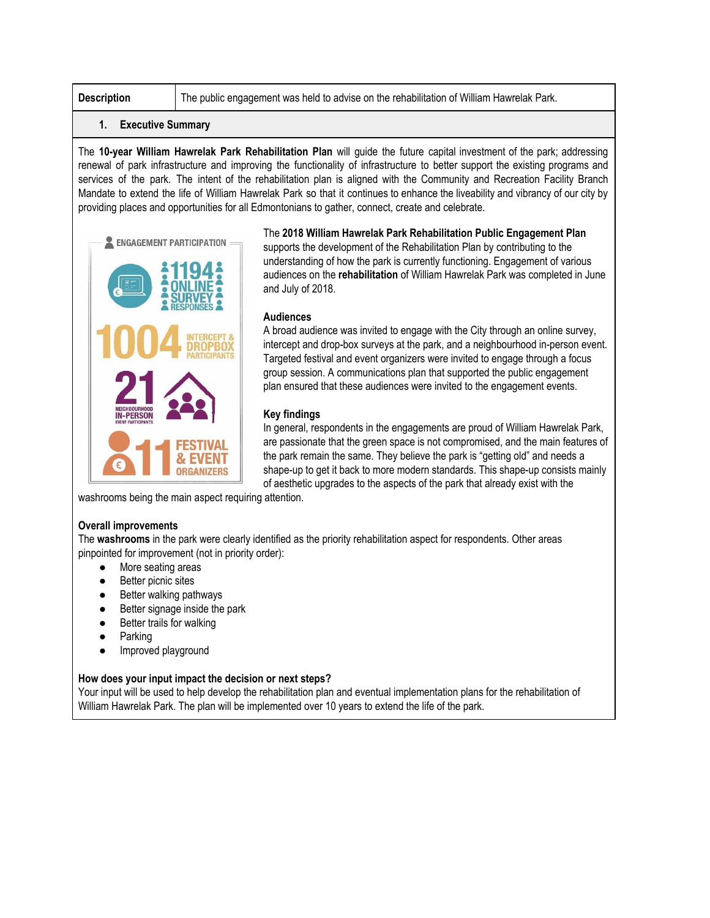| Description | The public engagement was held to advise on the rehabilitation of William Hawrelak Park. |
|---|---|

## 1. Executive Summary

The **10-year William Hawrelak Park Rehabilitation Plan** will guide the future capital investment of the park; addressing renewal of park infrastructure and improving the functionality of infrastructure to better support the existing programs and services of the park. The intent of the rehabilitation plan is aligned with the Community and Recreation Facility Branch Mandate to extend the life of William Hawrelak Park so that it continues to enhance the liveability and vibrancy of our city by providing places and opportunities for all Edmontonians to gather, connect, create and celebrate.

**ENGAGEMENT PARTICIPATION**

- 1194 ONLINE SURVEY RESPONSES
- 1004 INTERCEPT & DROPBOX PARTICIPANTS
- 21 NEIGHBOURHOOD IN-PERSON EVENT PARTICIPANTS
- 11 FESTIVAL & EVENT ORGANIZERS

The **2018 William Hawrelak Park Rehabilitation Public Engagement Plan** supports the development of the Rehabilitation Plan by contributing to the understanding of how the park is currently functioning. Engagement of various audiences on the **rehabilitation** of William Hawrelak Park was completed in June and July of 2018.

**Audiences**

A broad audience was invited to engage with the City through an online survey, intercept and drop-box surveys at the park, and a neighbourhood in-person event. Targeted festival and event organizers were invited to engage through a focus group session. A communications plan that supported the public engagement plan ensured that these audiences were invited to the engagement events.

**Key findings**

In general, respondents in the engagements are proud of William Hawrelak Park, are passionate that the green space is not compromised, and the main features of the park remain the same. They believe the park is "getting old" and needs a shape-up to get it back to more modern standards. This shape-up consists mainly of aesthetic upgrades to the aspects of the park that already exist with the washrooms being the main aspect requiring attention.

**Overall improvements**

The **washrooms** in the park were clearly identified as the priority rehabilitation aspect for respondents. Other areas pinpointed for improvement (not in priority order):

- More seating areas
- Better picnic sites
- Better walking pathways
- Better signage inside the park
- Better trails for walking
- Parking
- Improved playground

**How does your input impact the decision or next steps?**

Your input will be used to help develop the rehabilitation plan and eventual implementation plans for the rehabilitation of William Hawrelak Park. The plan will be implemented over 10 years to extend the life of the park.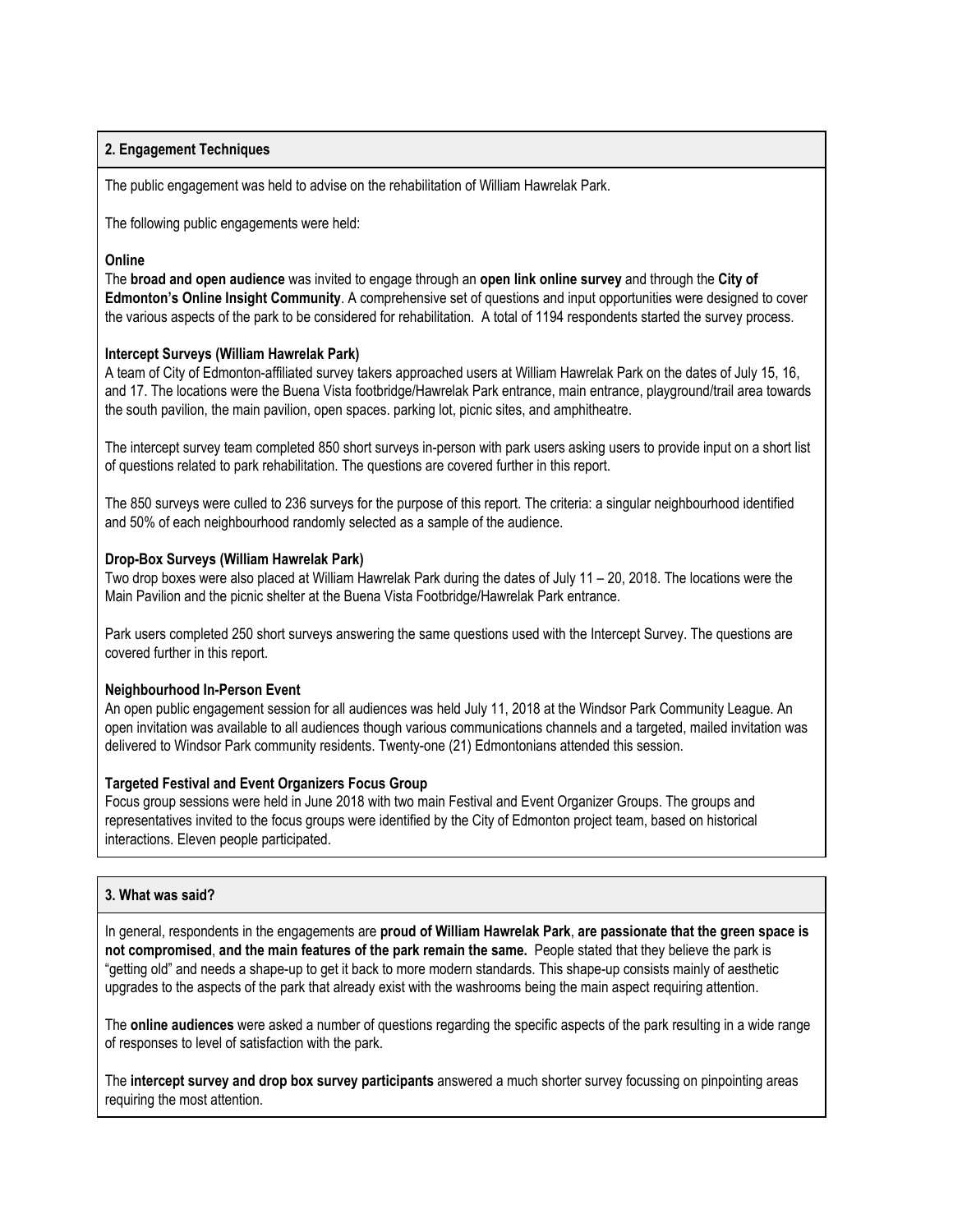## 2. Engagement Techniques

The public engagement was held to advise on the rehabilitation of William Hawrelak Park.

The following public engagements were held:

### Online

The **broad and open audience** was invited to engage through an **open link online survey** and through the **City of Edmonton's Online Insight Community**. A comprehensive set of questions and input opportunities were designed to cover the various aspects of the park to be considered for rehabilitation. A total of 1194 respondents started the survey process.

### Intercept Surveys (William Hawrelak Park)

A team of City of Edmonton-affiliated survey takers approached users at William Hawrelak Park on the dates of July 15, 16, and 17. The locations were the Buena Vista footbridge/Hawrelak Park entrance, main entrance, playground/trail area towards the south pavilion, the main pavilion, open spaces. parking lot, picnic sites, and amphitheatre.

The intercept survey team completed 850 short surveys in-person with park users asking users to provide input on a short list of questions related to park rehabilitation. The questions are covered further in this report.

The 850 surveys were culled to 236 surveys for the purpose of this report. The criteria: a singular neighbourhood identified and 50% of each neighbourhood randomly selected as a sample of the audience.

### Drop-Box Surveys (William Hawrelak Park)

Two drop boxes were also placed at William Hawrelak Park during the dates of July 11 – 20, 2018. The locations were the Main Pavilion and the picnic shelter at the Buena Vista Footbridge/Hawrelak Park entrance.

Park users completed 250 short surveys answering the same questions used with the Intercept Survey. The questions are covered further in this report.

### Neighbourhood In-Person Event

An open public engagement session for all audiences was held July 11, 2018 at the Windsor Park Community League. An open invitation was available to all audiences though various communications channels and a targeted, mailed invitation was delivered to Windsor Park community residents. Twenty-one (21) Edmontonians attended this session.

### Targeted Festival and Event Organizers Focus Group

Focus group sessions were held in June 2018 with two main Festival and Event Organizer Groups. The groups and representatives invited to the focus groups were identified by the City of Edmonton project team, based on historical interactions. Eleven people participated.

## 3. What was said?

In general, respondents in the engagements are **proud of William Hawrelak Park**, **are passionate that the green space is not compromised**, **and the main features of the park remain the same.** People stated that they believe the park is "getting old" and needs a shape-up to get it back to more modern standards. This shape-up consists mainly of aesthetic upgrades to the aspects of the park that already exist with the washrooms being the main aspect requiring attention.

The **online audiences** were asked a number of questions regarding the specific aspects of the park resulting in a wide range of responses to level of satisfaction with the park.

The **intercept survey and drop box survey participants** answered a much shorter survey focussing on pinpointing areas requiring the most attention.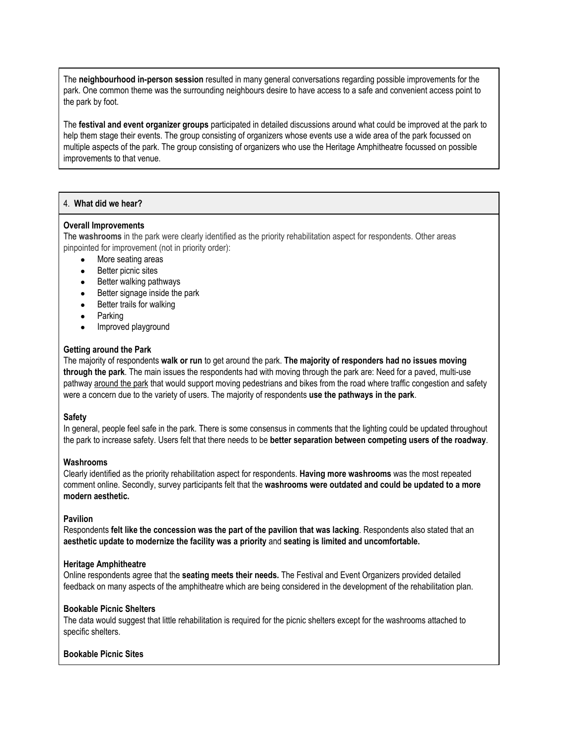The **neighbourhood in-person session** resulted in many general conversations regarding possible improvements for the park. One common theme was the surrounding neighbours desire to have access to a safe and convenient access point to the park by foot.

The **festival and event organizer groups** participated in detailed discussions around what could be improved at the park to help them stage their events. The group consisting of organizers whose events use a wide area of the park focussed on multiple aspects of the park. The group consisting of organizers who use the Heritage Amphitheatre focussed on possible improvements to that venue.

## 4. What did we hear?

**Overall Improvements**

The **washrooms** in the park were clearly identified as the priority rehabilitation aspect for respondents. Other areas pinpointed for improvement (not in priority order):

- More seating areas
- Better picnic sites
- Better walking pathways
- Better signage inside the park
- Better trails for walking
- Parking
- Improved playground

**Getting around the Park**

The majority of respondents **walk or run** to get around the park. **The majority of responders had no issues moving through the park**. The main issues the respondents had with moving through the park are: Need for a paved, multi-use pathway around the park that would support moving pedestrians and bikes from the road where traffic congestion and safety were a concern due to the variety of users. The majority of respondents **use the pathways in the park**.

**Safety**

In general, people feel safe in the park. There is some consensus in comments that the lighting could be updated throughout the park to increase safety. Users felt that there needs to be **better separation between competing users of the roadway**.

**Washrooms**

Clearly identified as the priority rehabilitation aspect for respondents. **Having more washrooms** was the most repeated comment online. Secondly, survey participants felt that the **washrooms were outdated and could be updated to a more modern aesthetic.**

**Pavilion**

Respondents **felt like the concession was the part of the pavilion that was lacking**. Respondents also stated that an **aesthetic update to modernize the facility was a priority** and **seating is limited and uncomfortable.**

**Heritage Amphitheatre**

Online respondents agree that the **seating meets their needs.** The Festival and Event Organizers provided detailed feedback on many aspects of the amphitheatre which are being considered in the development of the rehabilitation plan.

**Bookable Picnic Shelters**

The data would suggest that little rehabilitation is required for the picnic shelters except for the washrooms attached to specific shelters.

**Bookable Picnic Sites**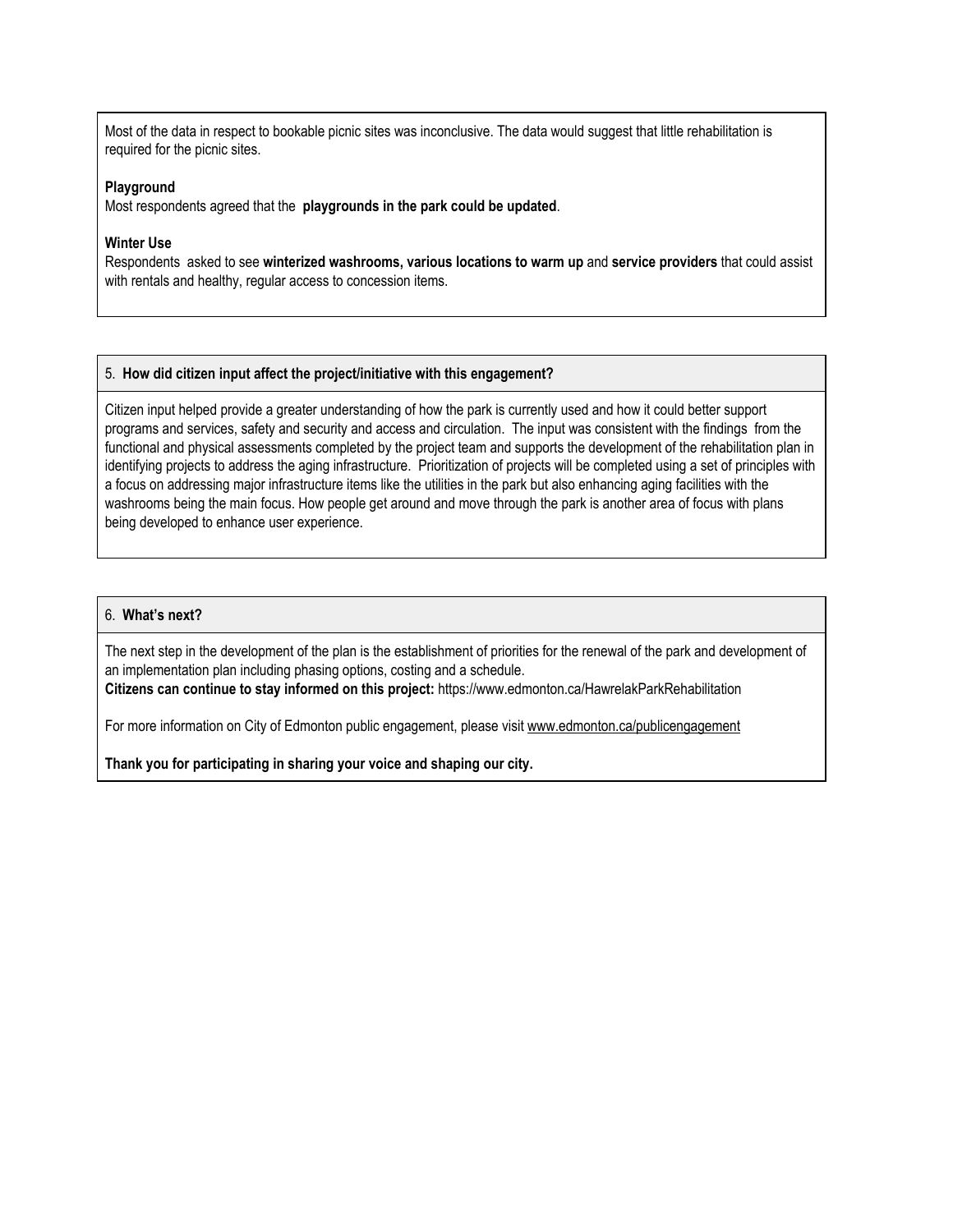Most of the data in respect to bookable picnic sites was inconclusive. The data would suggest that little rehabilitation is required for the picnic sites.

**Playground**

Most respondents agreed that the **playgrounds in the park could be updated**.

**Winter Use**

Respondents asked to see **winterized washrooms, various locations to warm up** and **service providers** that could assist with rentals and healthy, regular access to concession items.

## 5. How did citizen input affect the project/initiative with this engagement?

Citizen input helped provide a greater understanding of how the park is currently used and how it could better support programs and services, safety and security and access and circulation. The input was consistent with the findings from the functional and physical assessments completed by the project team and supports the development of the rehabilitation plan in identifying projects to address the aging infrastructure. Prioritization of projects will be completed using a set of principles with a focus on addressing major infrastructure items like the utilities in the park but also enhancing aging facilities with the washrooms being the main focus. How people get around and move through the park is another area of focus with plans being developed to enhance user experience.

## 6. What's next?

The next step in the development of the plan is the establishment of priorities for the renewal of the park and development of an implementation plan including phasing options, costing and a schedule.

**Citizens can continue to stay informed on this project:** https://www.edmonton.ca/HawrelakParkRehabilitation

For more information on City of Edmonton public engagement, please visit www.edmonton.ca/publicengagement

**Thank you for participating in sharing your voice and shaping our city.**